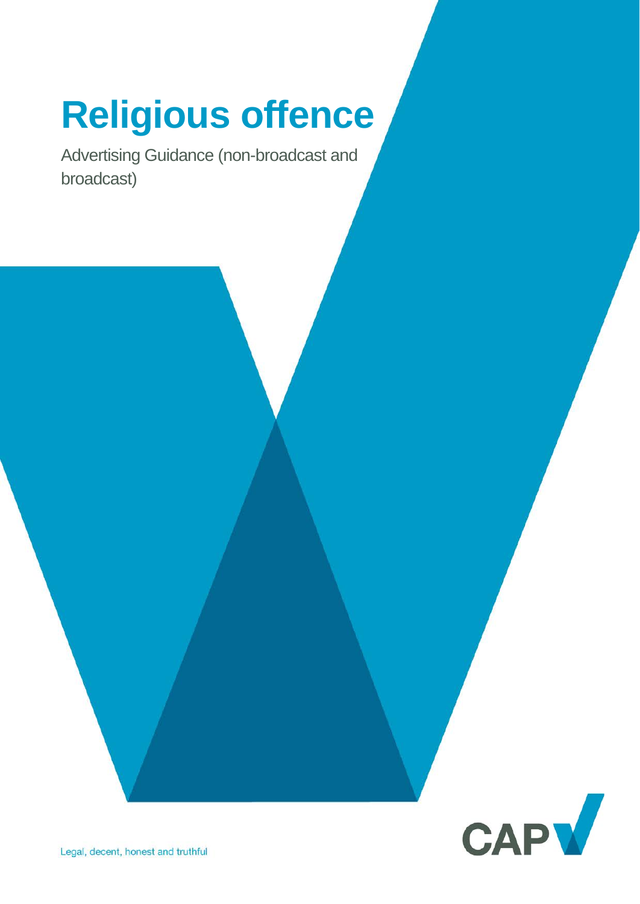# Religious offence

Advertising Guidance (non-broadcast and broadcast)

CAP

Legal, decent, honest and truthful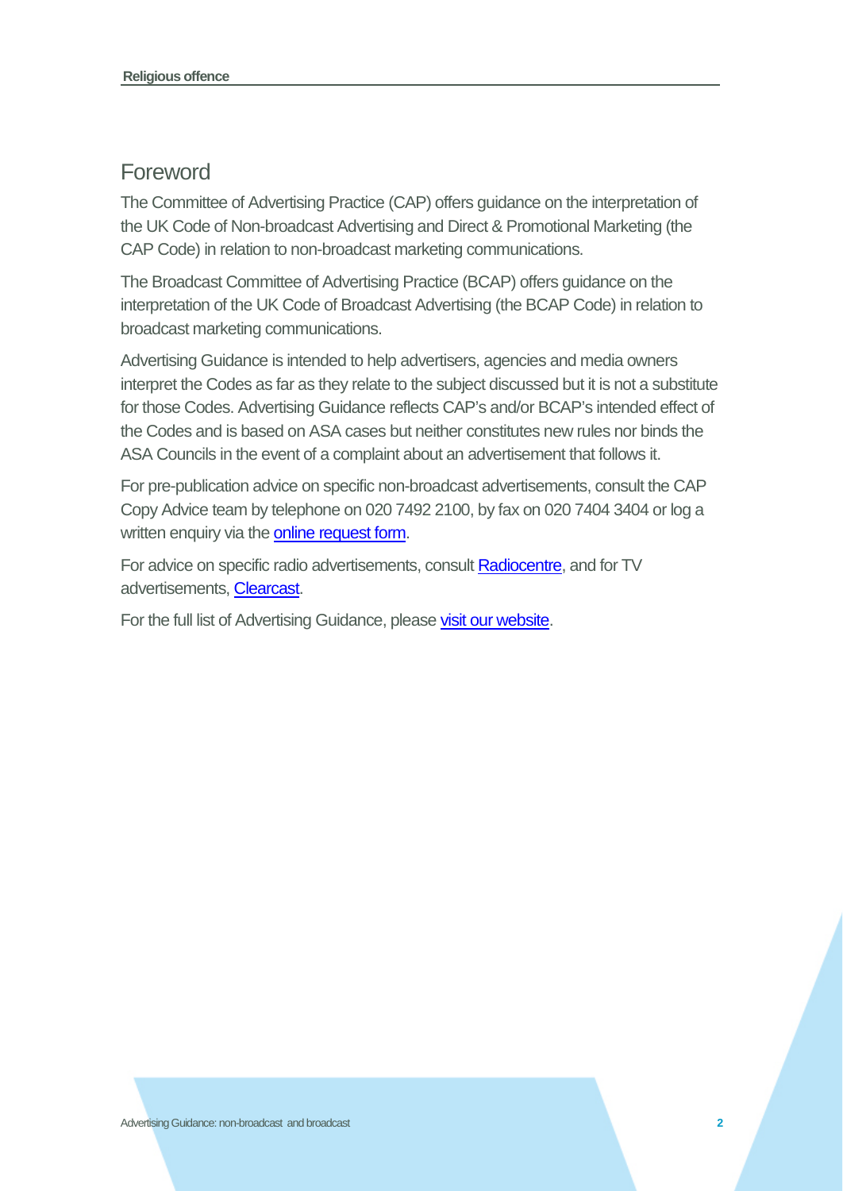# Foreword

The Committee of Advertising Practice (CAP) offers guidance on the interpretation of the UK Code of Non-broadcast Advertising and Direct & Promotional Marketing (the CAP Code) in relation to non-broadcast marketing communications.

The Broadcast Committee of Advertising Practice (BCAP) offers guidance on the interpretation of the UK Code of Broadcast Advertising (the BCAP Code) in relation to broadcast marketing communications.

Advertising Guidance is intended to help advertisers, agencies and media owners interpret the Codes as far as they relate to the subject discussed but it is not a substitute for those Codes. Advertising Guidance reflects CAP's and/or BCAP's intended effect of the Codes and is based on ASA cases but neither constitutes new rules nor binds the ASA Councils in the event of a complaint about an advertisement that follows it.

For pre-publication advice on specific non-broadcast advertisements, consult the CAP Copy Advice team by telephone on 020 7492 2100, by fax on 020 7404 3404 or log a written enquiry via the online request form.

For advice on specific radio advertisements, consult Radiocentre, and for TV advertisements, Clearcast.

For the full list of Advertising Guidance, please visit our website.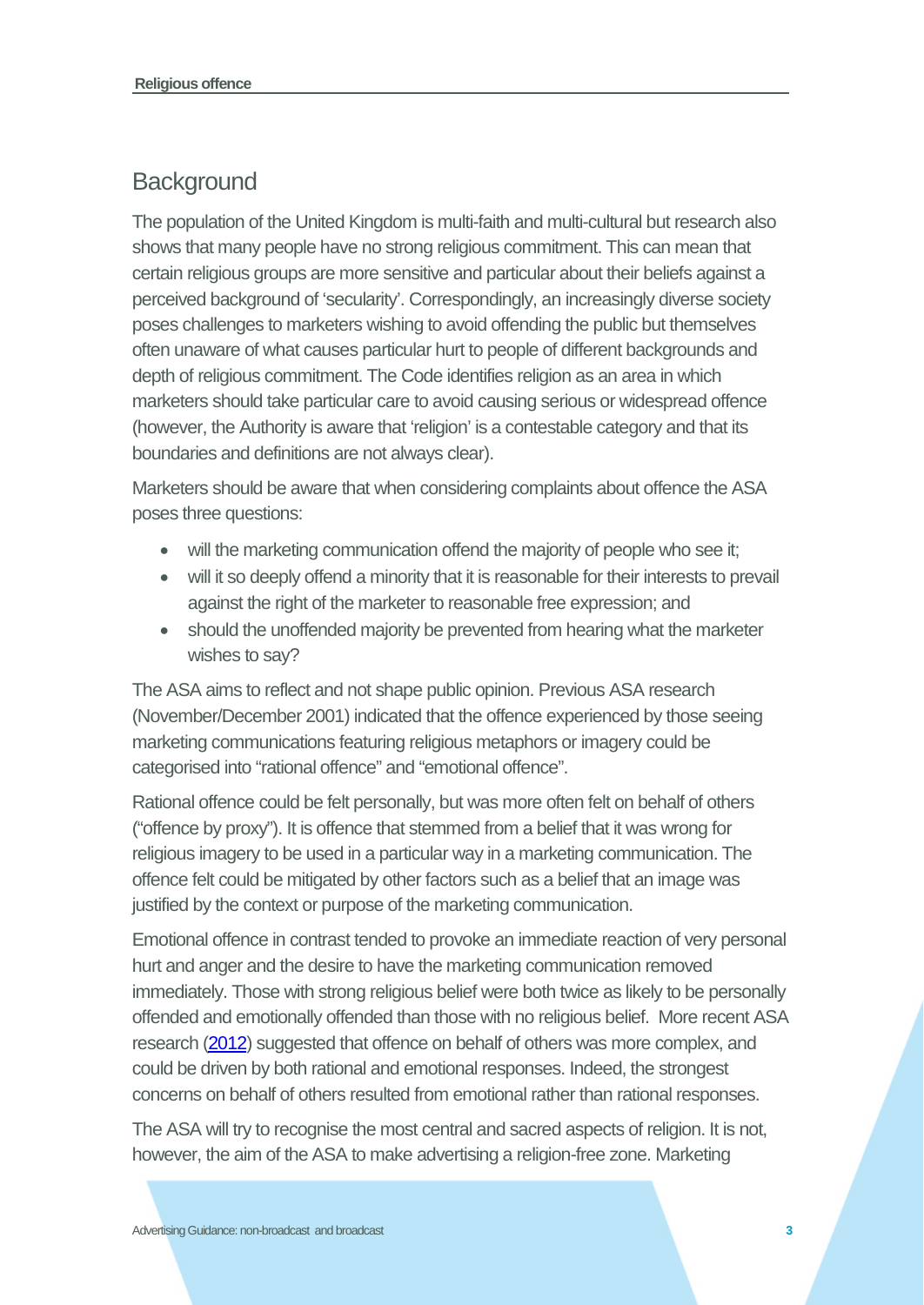## Background

The population of the United Kingdom is multi-faith and multi-cultural but research also shows that many people have no strong religious commitment. This can mean that certain religious groups are more sensitive and particular about their beliefs against a perceived background of 'secularity'. Correspondingly, an increasingly diverse society poses challenges to marketers wishing to avoid offending the public but themselves often unaware of what causes particular hurt to people of different backgrounds and depth of religious commitment. The Code identifies religion as an area in which marketers should take particular care to avoid causing serious or widespread offence (however, the Authority is aware that 'religion' is a contestable category and that its boundaries and definitions are not always clear).

Marketers should be aware that when considering complaints about offence the ASA poses three questions:

- will the marketing communication offend the majority of people who see it;
- will it so deeply offend a minority that it is reasonable for their interests to prevail against the right of the marketer to reasonable free expression; and
- should the unoffended majority be prevented from hearing what the marketer wishes to say?

The ASA aims to reflect and not shape public opinion. Previous ASA research (November/December 2001) indicated that the offence experienced by those seeing marketing communications featuring religious metaphors or imagery could be categorised into "rational offence" and "emotional offence".

Rational offence could be felt personally, but was more often felt on behalf of others ("offence by proxy"). It is offence that stemmed from a belief that it was wrong for religious imagery to be used in a particular way in a marketing communication. The offence felt could be mitigated by other factors such as a belief that an image was justified by the context or purpose of the marketing communication.

Emotional offence in contrast tended to provoke an immediate reaction of very personal hurt and anger and the desire to have the marketing communication removed immediately. Those with strong religious belief were both twice as likely to be personally offended and emotionally offended than those with no religious belief. More recent ASA research (2012) suggested that offence on behalf of others was more complex, and could be driven by both rational and emotional responses. Indeed, the strongest concerns on behalf of others resulted from emotional rather than rational responses.

The ASA will try to recognise the most central and sacred aspects of religion. It is not, however, the aim of the ASA to make advertising a religion-free zone. Marketing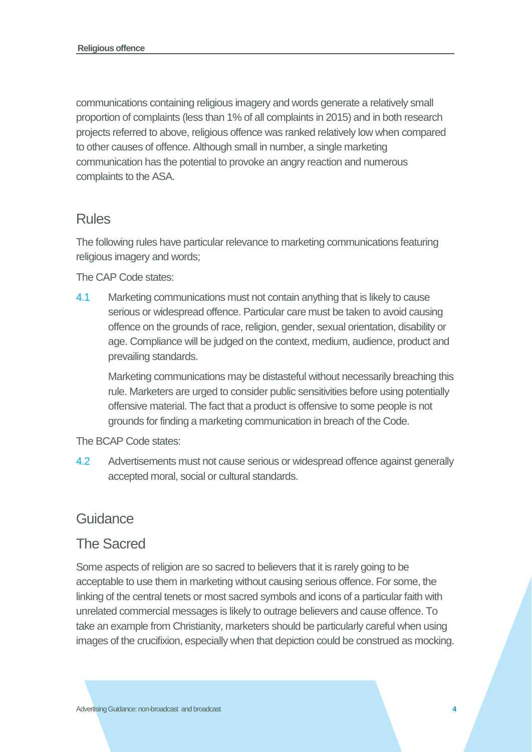communications containing religious imagery and words generate a relatively small proportion of complaints (less than 1% of all complaints in 2015) and in both research projects referred to above, religious offence was ranked relatively low when compared to other causes of offence. Although small in number, a single marketing communication has the potential to provoke an angry reaction and numerous complaints to the ASA.

## Rules

The following rules have particular relevance to marketing communications featuring religious imagery and words;

The CAP Code states:

4.1 Marketing communications must not contain anything that is likely to cause serious or widespread offence. Particular care must be taken to avoid causing offence on the grounds of race, religion, gender, sexual orientation, disability or age. Compliance will be judged on the context, medium, audience, product and prevailing standards.

Marketing communications may be distasteful without necessarily breaching this rule. Marketers are urged to consider public sensitivities before using potentially offensive material. The fact that a product is offensive to some people is not grounds for finding a marketing communication in breach of the Code.

The BCAP Code states:

4.2 Advertisements must not cause serious or widespread offence against generally accepted moral, social or cultural standards.

## Guidance

### The Sacred

Some aspects of religion are so sacred to believers that it is rarely going to be acceptable to use them in marketing without causing serious offence. For some, the linking of the central tenets or most sacred symbols and icons of a particular faith with unrelated commercial messages is likely to outrage believers and cause offence. To take an example from Christianity, marketers should be particularly careful when using images of the crucifixion, especially when that depiction could be construed as mocking.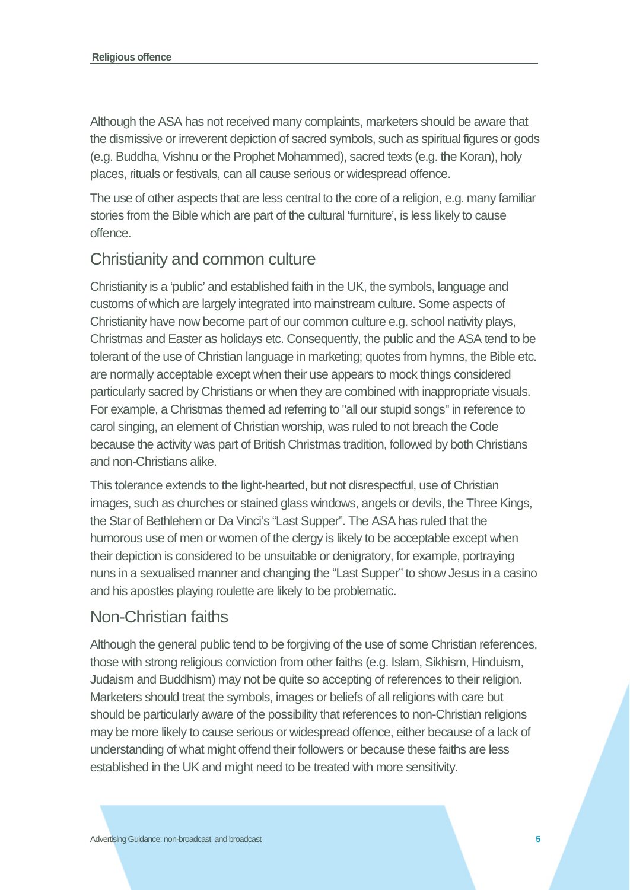Although the ASA has not received many complaints, marketers should be aware that the dismissive or irreverent depiction of sacred symbols, such as spiritual figures or gods (e.g. Buddha, Vishnu or the Prophet Mohammed), sacred texts (e.g. the Koran), holy places, rituals or festivals, can all cause serious or widespread offence.

The use of other aspects that are less central to the core of a religion, e.g. many familiar stories from the Bible which are part of the cultural 'furniture', is less likely to cause offence.

## Christianity and common culture

Christianity is a 'public' and established faith in the UK, the symbols, language and customs of which are largely integrated into mainstream culture. Some aspects of Christianity have now become part of our common culture e.g. school nativity plays, Christmas and Easter as holidays etc. Consequently, the public and the ASA tend to be tolerant of the use of Christian language in marketing; quotes from hymns, the Bible etc. are normally acceptable except when their use appears to mock things considered particularly sacred by Christians or when they are combined with inappropriate visuals. For example, a Christmas themed ad referring to "all our stupid songs" in reference to carol singing, an element of Christian worship, was ruled to not breach the Code because the activity was part of British Christmas tradition, followed by both Christians and non-Christians alike.

This tolerance extends to the light-hearted, but not disrespectful, use of Christian images, such as churches or stained glass windows, angels or devils, the Three Kings, the Star of Bethlehem or Da Vinci's "Last Supper". The ASA has ruled that the humorous use of men or women of the clergy is likely to be acceptable except when their depiction is considered to be unsuitable or denigratory, for example, portraying nuns in a sexualised manner and changing the "Last Supper" to show Jesus in a casino and his apostles playing roulette are likely to be problematic.

## Non-Christian faiths

Although the general public tend to be forgiving of the use of some Christian references, those with strong religious conviction from other faiths (e.g. Islam, Sikhism, Hinduism, Judaism and Buddhism) may not be quite so accepting of references to their religion. Marketers should treat the symbols, images or beliefs of all religions with care but should be particularly aware of the possibility that references to non-Christian religions may be more likely to cause serious or widespread offence, either because of a lack of understanding of what might offend their followers or because these faiths are less established in the UK and might need to be treated with more sensitivity.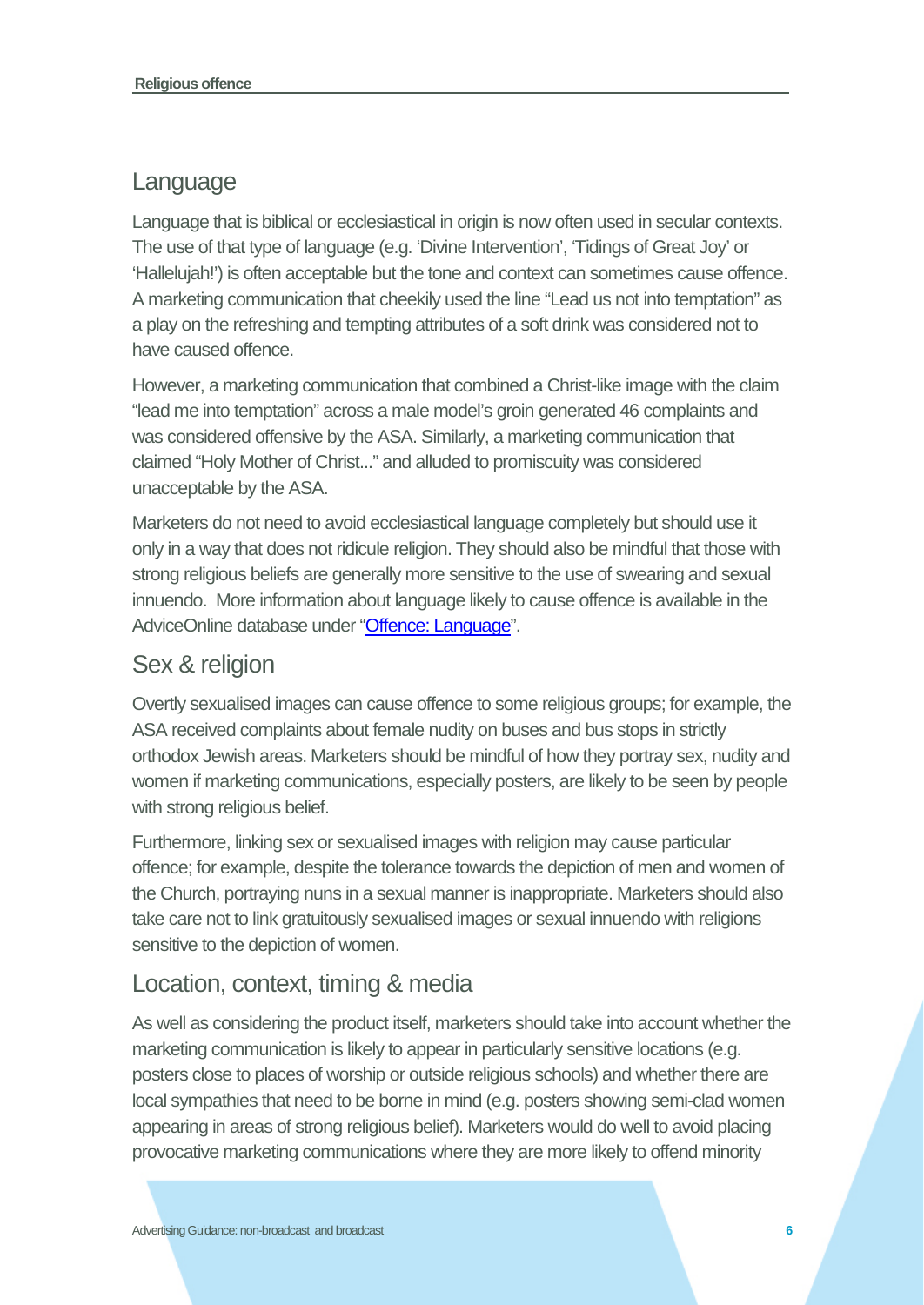## Language

Language that is biblical or ecclesiastical in origin is now often used in secular contexts. The use of that type of language (e.g. 'Divine Intervention', 'Tidings of Great Joy' or 'Hallelujah!') is often acceptable but the tone and context can sometimes cause offence. A marketing communication that cheekily used the line "Lead us not into temptation" as a play on the refreshing and tempting attributes of a soft drink was considered not to have caused offence.

However, a marketing communication that combined a Christ-like image with the claim "lead me into temptation" across a male model's groin generated 46 complaints and was considered offensive by the ASA. Similarly, a marketing communication that claimed "Holy Mother of Christ..." and alluded to promiscuity was considered unacceptable by the ASA.

Marketers do not need to avoid ecclesiastical language completely but should use it only in a way that does not ridicule religion. They should also be mindful that those with strong religious beliefs are generally more sensitive to the use of swearing and sexual innuendo. More information about language likely to cause offence is available in the AdviceOnline database under "Offence: Language".

## Sex & religion

Overtly sexualised images can cause offence to some religious groups; for example, the ASA received complaints about female nudity on buses and bus stops in strictly orthodox Jewish areas. Marketers should be mindful of how they portray sex, nudity and women if marketing communications, especially posters, are likely to be seen by people with strong religious belief.

Furthermore, linking sex or sexualised images with religion may cause particular offence; for example, despite the tolerance towards the depiction of men and women of the Church, portraying nuns in a sexual manner is inappropriate. Marketers should also take care not to link gratuitously sexualised images or sexual innuendo with religions sensitive to the depiction of women.

## Location, context, timing & media

As well as considering the product itself, marketers should take into account whether the marketing communication is likely to appear in particularly sensitive locations (e.g. posters close to places of worship or outside religious schools) and whether there are local sympathies that need to be borne in mind (e.g. posters showing semi-clad women appearing in areas of strong religious belief). Marketers would do well to avoid placing provocative marketing communications where they are more likely to offend minority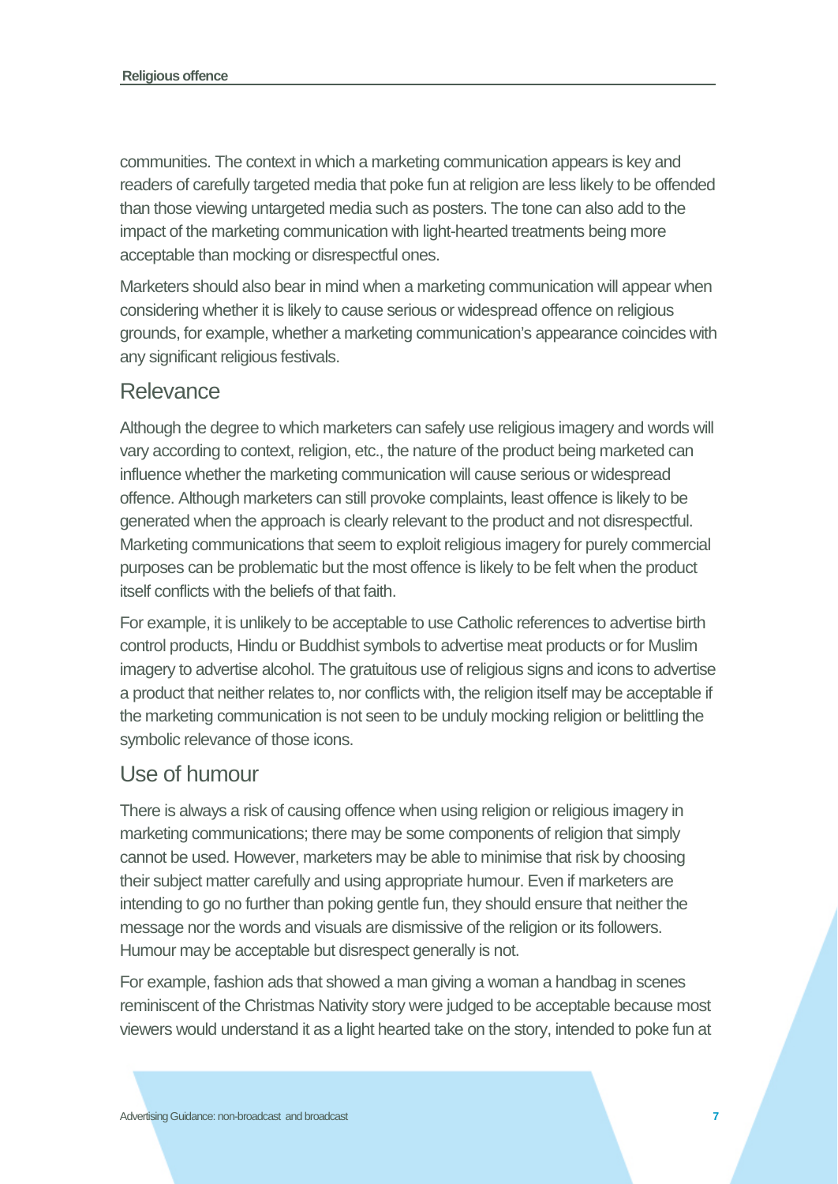communities. The context in which a marketing communication appears is key and readers of carefully targeted media that poke fun at religion are less likely to be offended than those viewing untargeted media such as posters. The tone can also add to the impact of the marketing communication with light-hearted treatments being more acceptable than mocking or disrespectful ones.

Marketers should also bear in mind when a marketing communication will appear when considering whether it is likely to cause serious or widespread offence on religious grounds, for example, whether a marketing communication's appearance coincides with any significant religious festivals.

## Relevance

Although the degree to which marketers can safely use religious imagery and words will vary according to context, religion, etc., the nature of the product being marketed can influence whether the marketing communication will cause serious or widespread offence. Although marketers can still provoke complaints, least offence is likely to be generated when the approach is clearly relevant to the product and not disrespectful. Marketing communications that seem to exploit religious imagery for purely commercial purposes can be problematic but the most offence is likely to be felt when the product itself conflicts with the beliefs of that faith.

For example, it is unlikely to be acceptable to use Catholic references to advertise birth control products, Hindu or Buddhist symbols to advertise meat products or for Muslim imagery to advertise alcohol. The gratuitous use of religious signs and icons to advertise a product that neither relates to, nor conflicts with, the religion itself may be acceptable if the marketing communication is not seen to be unduly mocking religion or belittling the symbolic relevance of those icons.

## Use of humour

There is always a risk of causing offence when using religion or religious imagery in marketing communications; there may be some components of religion that simply cannot be used. However, marketers may be able to minimise that risk by choosing their subject matter carefully and using appropriate humour. Even if marketers are intending to go no further than poking gentle fun, they should ensure that neither the message nor the words and visuals are dismissive of the religion or its followers. Humour may be acceptable but disrespect generally is not.

For example, fashion ads that showed a man giving a woman a handbag in scenes reminiscent of the Christmas Nativity story were judged to be acceptable because most viewers would understand it as a light hearted take on the story, intended to poke fun at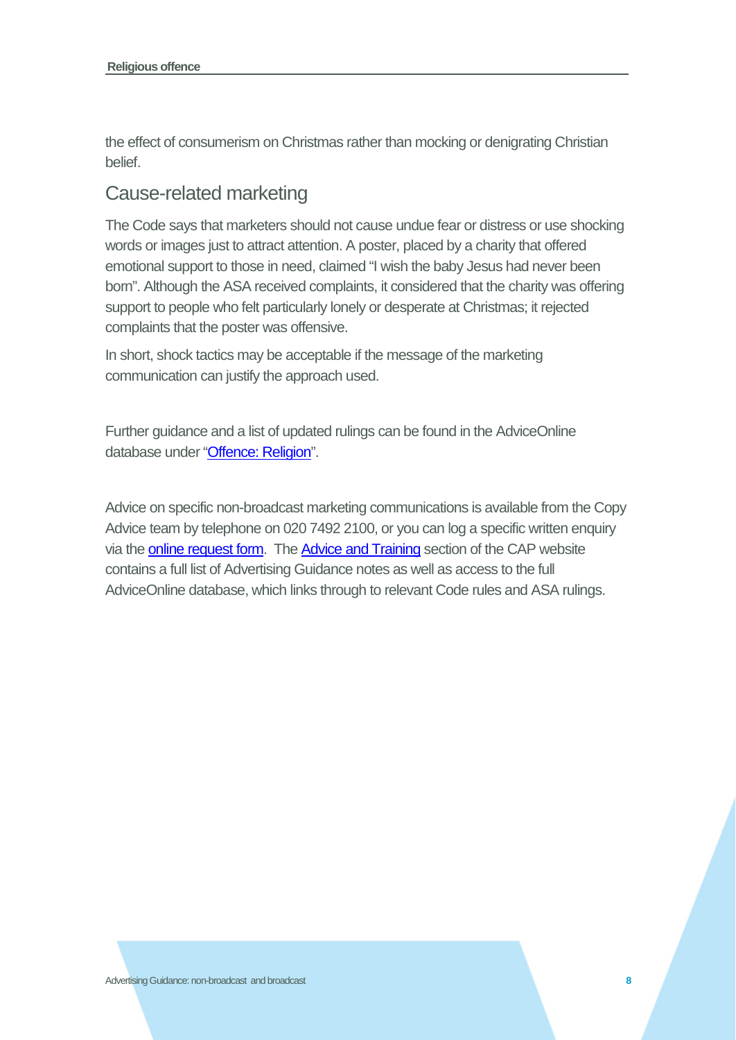the effect of consumerism on Christmas rather than mocking or denigrating Christian belief.

## Cause-related marketing

The Code says that marketers should not cause undue fear or distress or use shocking words or images just to attract attention. A poster, placed by a charity that offered emotional support to those in need, claimed "I wish the baby Jesus had never been born". Although the ASA received complaints, it considered that the charity was offering support to people who felt particularly lonely or desperate at Christmas; it rejected complaints that the poster was offensive.

In short, shock tactics may be acceptable if the message of the marketing communication can justify the approach used.

Further guidance and a list of updated rulings can be found in the AdviceOnline database under "Offence: Religion".

Advice on specific non-broadcast marketing communications is available from the Copy Advice team by telephone on 020 7492 2100, or you can log a specific written enquiry via the online request form. The Advice and Training section of the CAP website contains a full list of Advertising Guidance notes as well as access to the full AdviceOnline database, which links through to relevant Code rules and ASA rulings.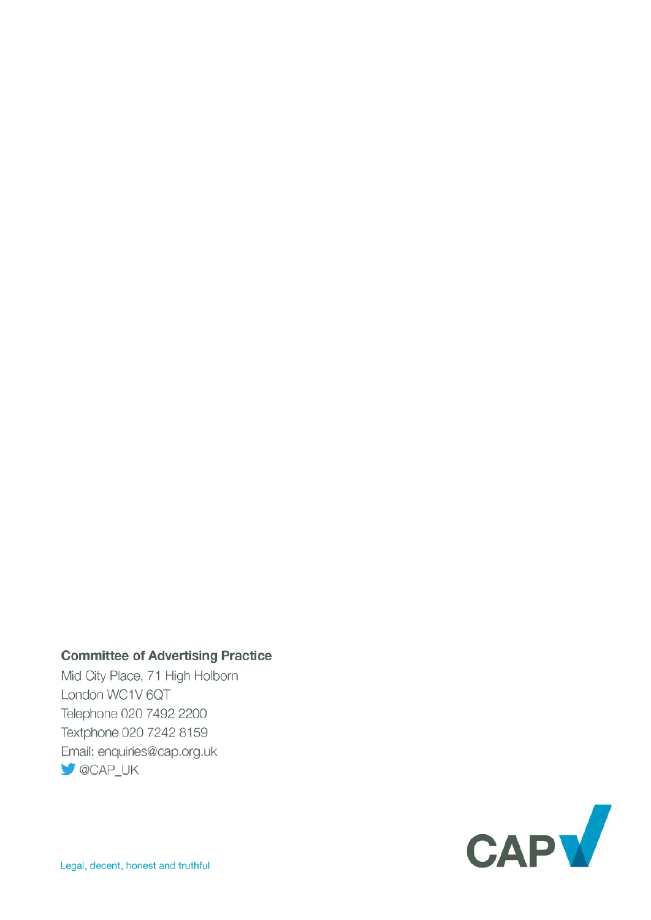**Committee of Advertising Practice**

Mid City Place, 71 High Holborn
London WC1V 6QT
Telephone 020 7492 2200
Textphone 020 7242 8159
Email: enquiries@cap.org.uk
@CAP_UK

Legal, decent, honest and truthful

CAP